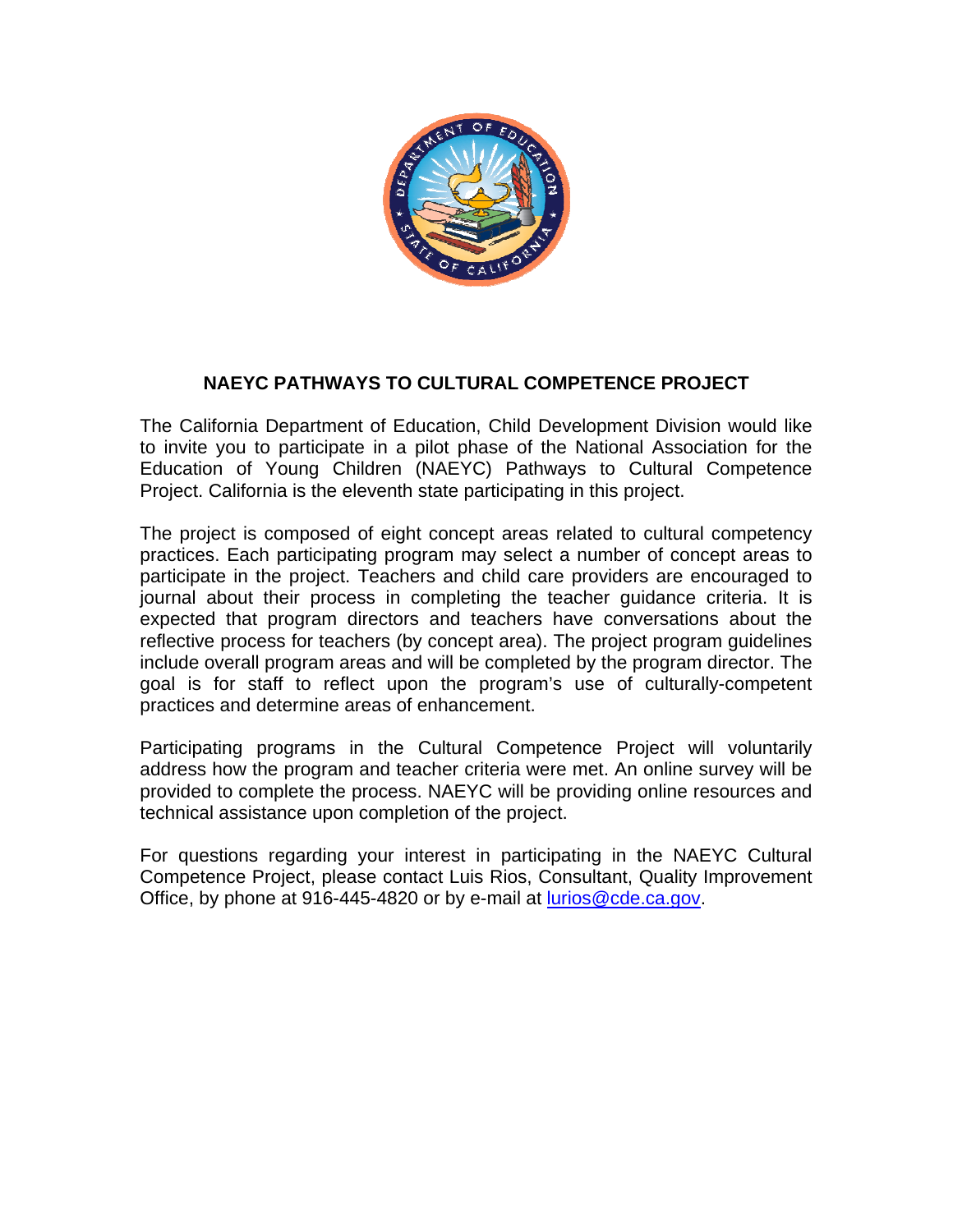## NAEYC PATHWAYS TO CULTURAL COMPETENCE PROJECT

The California Department of Education, Child Development Division would like to invite you to participate in a pilot phase of the National Association for the Education of Young Children (NAEYC) Pathways to Cultural Competence Project. California is the eleventh state participating in this project.

The project is composed of eight concept areas related to cultural competency practices. Each participating program may select a number of concept areas to participate in the project. Teachers and child care providers are encouraged to journal about their process in completing the teacher guidance criteria. It is expected that program directors and teachers have conversations about the reflective process for teachers (by concept area). The project program guidelines include overall program areas and will be completed by the program director. The goal is for staff to reflect upon the program's use of culturally-competent practices and determine areas of enhancement.

Participating programs in the Cultural Competence Project will voluntarily address how the program and teacher criteria were met. An online survey will be provided to complete the process. NAEYC will be providing online resources and technical assistance upon completion of the project.

For questions regarding your interest in participating in the NAEYC Cultural Competence Project, please contact Luis Rios, Consultant, Quality Improvement Office, by phone at 916-445-4820 or by e-mail at lurios@cde.ca.gov.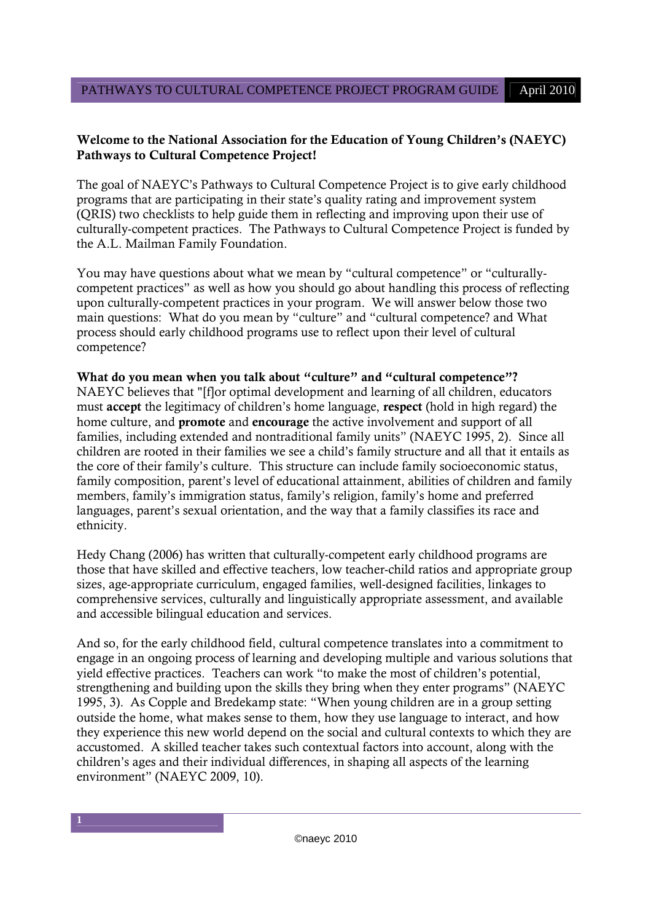**Welcome to the National Association for the Education of Young Children's (NAEYC) Pathways to Cultural Competence Project!**

The goal of NAEYC's Pathways to Cultural Competence Project is to give early childhood programs that are participating in their state's quality rating and improvement system (QRIS) two checklists to help guide them in reflecting and improving upon their use of culturally-competent practices. The Pathways to Cultural Competence Project is funded by the A.L. Mailman Family Foundation.

You may have questions about what we mean by "cultural competence" or "culturally-competent practices" as well as how you should go about handling this process of reflecting upon culturally-competent practices in your program. We will answer below those two main questions: What do you mean by "culture" and "cultural competence? and What process should early childhood programs use to reflect upon their level of cultural competence?

**What do you mean when you talk about "culture" and "cultural competence"?**

NAEYC believes that "[f]or optimal development and learning of all children, educators must **accept** the legitimacy of children's home language, **respect** (hold in high regard) the home culture, and **promote** and **encourage** the active involvement and support of all families, including extended and nontraditional family units" (NAEYC 1995, 2). Since all children are rooted in their families we see a child's family structure and all that it entails as the core of their family's culture. This structure can include family socioeconomic status, family composition, parent's level of educational attainment, abilities of children and family members, family's immigration status, family's religion, family's home and preferred languages, parent's sexual orientation, and the way that a family classifies its race and ethnicity.

Hedy Chang (2006) has written that culturally-competent early childhood programs are those that have skilled and effective teachers, low teacher-child ratios and appropriate group sizes, age-appropriate curriculum, engaged families, well-designed facilities, linkages to comprehensive services, culturally and linguistically appropriate assessment, and available and accessible bilingual education and services.

And so, for the early childhood field, cultural competence translates into a commitment to engage in an ongoing process of learning and developing multiple and various solutions that yield effective practices. Teachers can work "to make the most of children's potential, strengthening and building upon the skills they bring when they enter programs" (NAEYC 1995, 3). As Copple and Bredekamp state: "When young children are in a group setting outside the home, what makes sense to them, how they use language to interact, and how they experience this new world depend on the social and cultural contexts to which they are accustomed. A skilled teacher takes such contextual factors into account, along with the children's ages and their individual differences, in shaping all aspects of the learning environment" (NAEYC 2009, 10).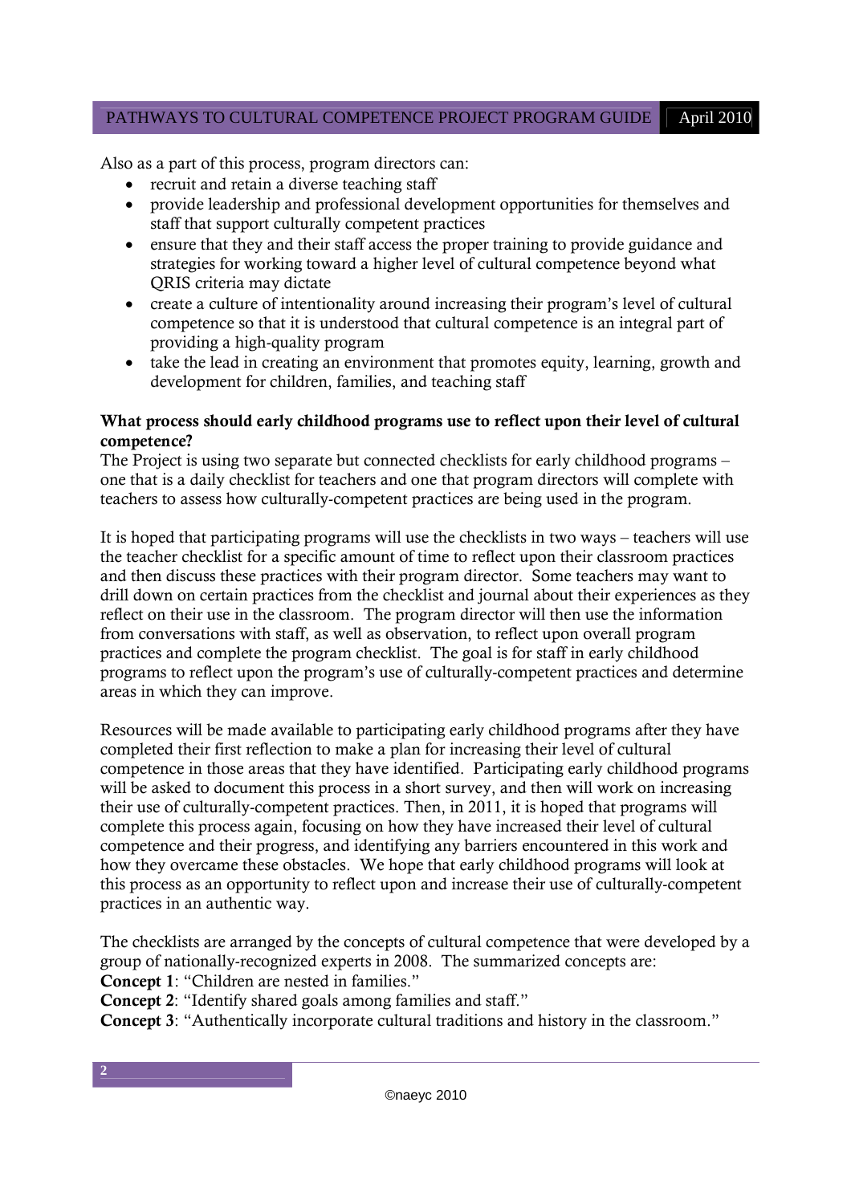Also as a part of this process, program directors can:

- recruit and retain a diverse teaching staff
- provide leadership and professional development opportunities for themselves and staff that support culturally competent practices
- ensure that they and their staff access the proper training to provide guidance and strategies for working toward a higher level of cultural competence beyond what QRIS criteria may dictate
- create a culture of intentionality around increasing their program's level of cultural competence so that it is understood that cultural competence is an integral part of providing a high-quality program
- take the lead in creating an environment that promotes equity, learning, growth and development for children, families, and teaching staff

**What process should early childhood programs use to reflect upon their level of cultural competence?**

The Project is using two separate but connected checklists for early childhood programs – one that is a daily checklist for teachers and one that program directors will complete with teachers to assess how culturally-competent practices are being used in the program.

It is hoped that participating programs will use the checklists in two ways – teachers will use the teacher checklist for a specific amount of time to reflect upon their classroom practices and then discuss these practices with their program director. Some teachers may want to drill down on certain practices from the checklist and journal about their experiences as they reflect on their use in the classroom. The program director will then use the information from conversations with staff, as well as observation, to reflect upon overall program practices and complete the program checklist. The goal is for staff in early childhood programs to reflect upon the program's use of culturally-competent practices and determine areas in which they can improve.

Resources will be made available to participating early childhood programs after they have completed their first reflection to make a plan for increasing their level of cultural competence in those areas that they have identified. Participating early childhood programs will be asked to document this process in a short survey, and then will work on increasing their use of culturally-competent practices. Then, in 2011, it is hoped that programs will complete this process again, focusing on how they have increased their level of cultural competence and their progress, and identifying any barriers encountered in this work and how they overcame these obstacles. We hope that early childhood programs will look at this process as an opportunity to reflect upon and increase their use of culturally-competent practices in an authentic way.

The checklists are arranged by the concepts of cultural competence that were developed by a group of nationally-recognized experts in 2008. The summarized concepts are:

**Concept 1**: "Children are nested in families."
**Concept 2**: "Identify shared goals among families and staff."
**Concept 3**: "Authentically incorporate cultural traditions and history in the classroom."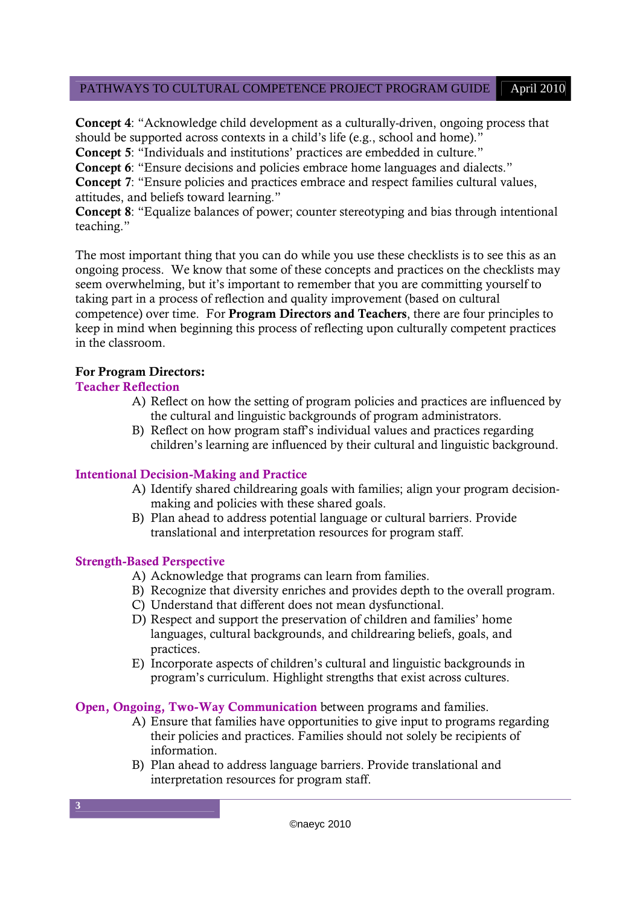**Concept 4**: "Acknowledge child development as a culturally-driven, ongoing process that should be supported across contexts in a child's life (e.g., school and home)."
**Concept 5**: "Individuals and institutions' practices are embedded in culture."
**Concept 6**: "Ensure decisions and policies embrace home languages and dialects."
**Concept 7**: "Ensure policies and practices embrace and respect families cultural values, attitudes, and beliefs toward learning."
**Concept 8**: "Equalize balances of power; counter stereotyping and bias through intentional teaching."

The most important thing that you can do while you use these checklists is to see this as an ongoing process. We know that some of these concepts and practices on the checklists may seem overwhelming, but it's important to remember that you are committing yourself to taking part in a process of reflection and quality improvement (based on cultural competence) over time. For **Program Directors and Teachers**, there are four principles to keep in mind when beginning this process of reflecting upon culturally competent practices in the classroom.

**For Program Directors:**

**Teacher Reflection**

A) Reflect on how the setting of program policies and practices are influenced by the cultural and linguistic backgrounds of program administrators.
B) Reflect on how program staff's individual values and practices regarding children's learning are influenced by their cultural and linguistic background.

**Intentional Decision-Making and Practice**

A) Identify shared childrearing goals with families; align your program decision-making and policies with these shared goals.
B) Plan ahead to address potential language or cultural barriers. Provide translational and interpretation resources for program staff.

**Strength-Based Perspective**

A) Acknowledge that programs can learn from families.
B) Recognize that diversity enriches and provides depth to the overall program.
C) Understand that different does not mean dysfunctional.
D) Respect and support the preservation of children and families' home languages, cultural backgrounds, and childrearing beliefs, goals, and practices.
E) Incorporate aspects of children's cultural and linguistic backgrounds in program's curriculum. Highlight strengths that exist across cultures.

**Open, Ongoing, Two-Way Communication** between programs and families.

A) Ensure that families have opportunities to give input to programs regarding their policies and practices. Families should not solely be recipients of information.
B) Plan ahead to address language barriers. Provide translational and interpretation resources for program staff.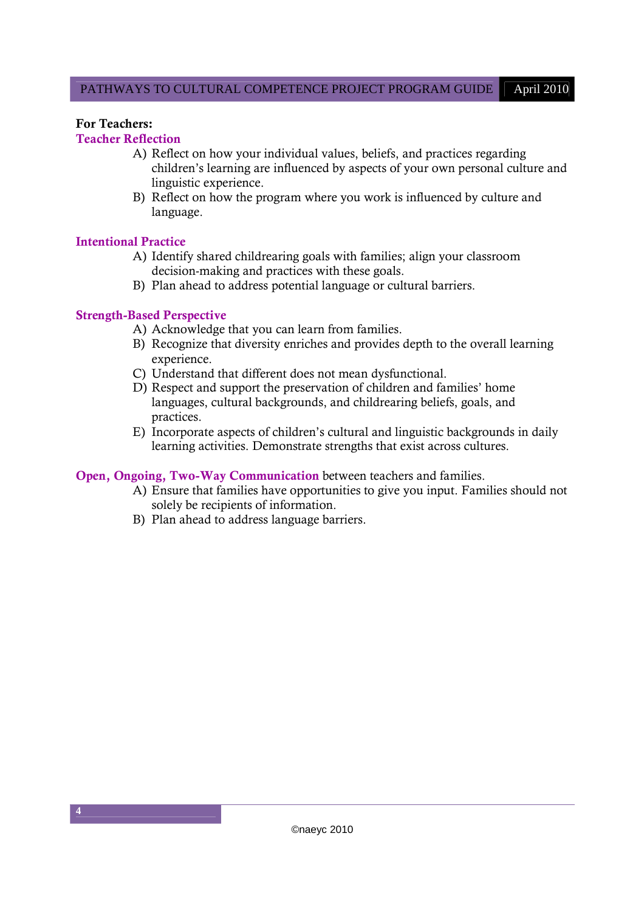**For Teachers:**

### Teacher Reflection

A) Reflect on how your individual values, beliefs, and practices regarding children's learning are influenced by aspects of your own personal culture and linguistic experience.

B) Reflect on how the program where you work is influenced by culture and language.

### Intentional Practice

A) Identify shared childrearing goals with families; align your classroom decision-making and practices with these goals.

B) Plan ahead to address potential language or cultural barriers.

### Strength-Based Perspective

A) Acknowledge that you can learn from families.

B) Recognize that diversity enriches and provides depth to the overall learning experience.

C) Understand that different does not mean dysfunctional.

D) Respect and support the preservation of children and families' home languages, cultural backgrounds, and childrearing beliefs, goals, and practices.

E) Incorporate aspects of children's cultural and linguistic backgrounds in daily learning activities. Demonstrate strengths that exist across cultures.

### Open, Ongoing, Two-Way Communication between teachers and families.

A) Ensure that families have opportunities to give you input. Families should not solely be recipients of information.

B) Plan ahead to address language barriers.

©naeyc 2010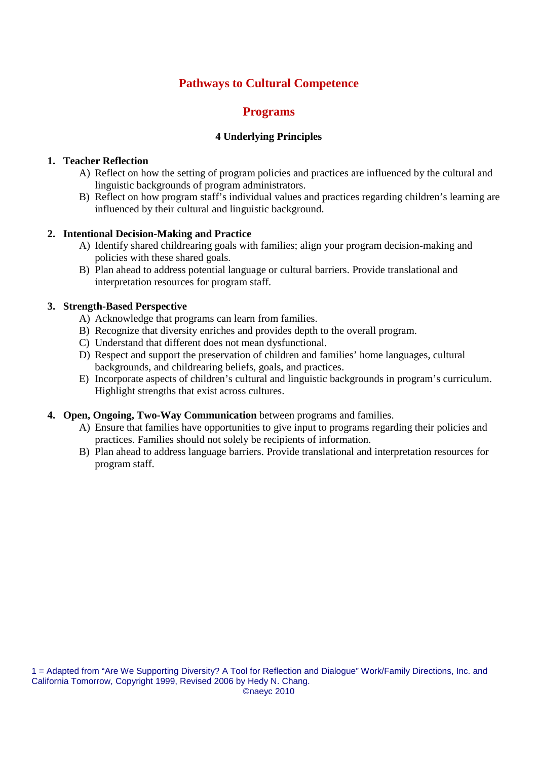# Pathways to Cultural Competence

## Programs

### 4 Underlying Principles

1. **Teacher Reflection**
   - A) Reflect on how the setting of program policies and practices are influenced by the cultural and linguistic backgrounds of program administrators.
   - B) Reflect on how program staff's individual values and practices regarding children's learning are influenced by their cultural and linguistic background.

2. **Intentional Decision-Making and Practice**
   - A) Identify shared childrearing goals with families; align your program decision-making and policies with these shared goals.
   - B) Plan ahead to address potential language or cultural barriers. Provide translational and interpretation resources for program staff.

3. **Strength-Based Perspective**
   - A) Acknowledge that programs can learn from families.
   - B) Recognize that diversity enriches and provides depth to the overall program.
   - C) Understand that different does not mean dysfunctional.
   - D) Respect and support the preservation of children and families' home languages, cultural backgrounds, and childrearing beliefs, goals, and practices.
   - E) Incorporate aspects of children's cultural and linguistic backgrounds in program's curriculum. Highlight strengths that exist across cultures.

4. **Open, Ongoing, Two-Way Communication** between programs and families.
   - A) Ensure that families have opportunities to give input to programs regarding their policies and practices. Families should not solely be recipients of information.
   - B) Plan ahead to address language barriers. Provide translational and interpretation resources for program staff.

1 = Adapted from "Are We Supporting Diversity? A Tool for Reflection and Dialogue" Work/Family Directions, Inc. and California Tomorrow, Copyright 1999, Revised 2006 by Hedy N. Chang.

©naeyc 2010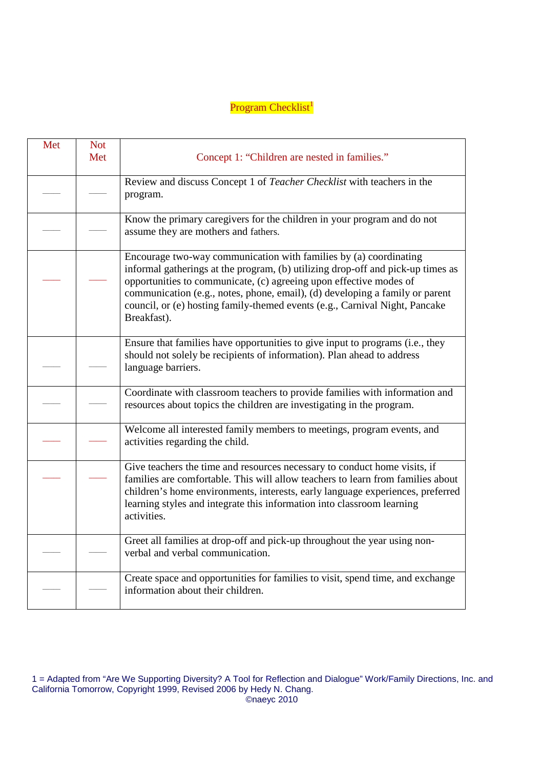# Program Checklist[1]

| Met | Not Met | Concept 1: "Children are nested in families." |
|---|---|---|
| ____ | ____ | Review and discuss Concept 1 of *Teacher Checklist* with teachers in the program. |
| ____ | ____ | Know the primary caregivers for the children in your program and do not assume they are mothers and fathers. |
| ____ | ____ | Encourage two-way communication with families by (a) coordinating informal gatherings at the program, (b) utilizing drop-off and pick-up times as opportunities to communicate, (c) agreeing upon effective modes of communication (e.g., notes, phone, email), (d) developing a family or parent council, or (e) hosting family-themed events (e.g., Carnival Night, Pancake Breakfast). |
| ____ | ____ | Ensure that families have opportunities to give input to programs (i.e., they should not solely be recipients of information). Plan ahead to address language barriers. |
| ____ | ____ | Coordinate with classroom teachers to provide families with information and resources about topics the children are investigating in the program. |
| ____ | ____ | Welcome all interested family members to meetings, program events, and activities regarding the child. |
| ____ | ____ | Give teachers the time and resources necessary to conduct home visits, if families are comfortable. This will allow teachers to learn from families about children's home environments, interests, early language experiences, preferred learning styles and integrate this information into classroom learning activities. |
| ____ | ____ | Greet all families at drop-off and pick-up throughout the year using non-verbal and verbal communication. |
| ____ | ____ | Create space and opportunities for families to visit, spend time, and exchange information about their children. |

1 = Adapted from "Are We Supporting Diversity? A Tool for Reflection and Dialogue" Work/Family Directions, Inc. and California Tomorrow, Copyright 1999, Revised 2006 by Hedy N. Chang.

©naeyc 2010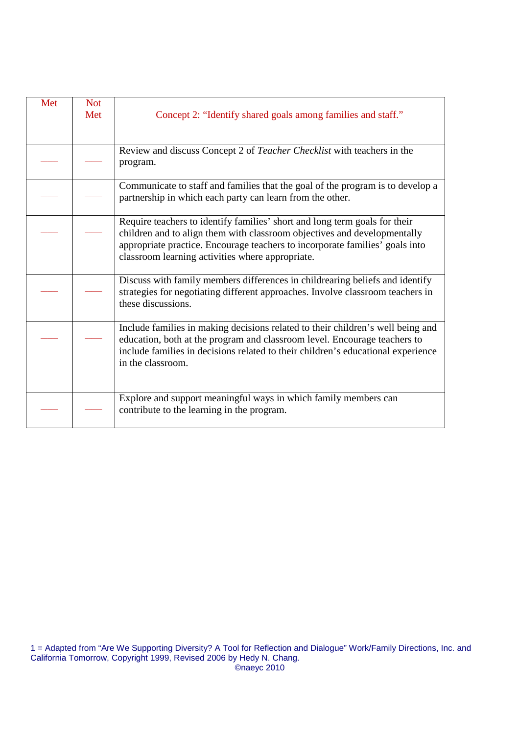| Met | Not Met | Concept 2: “Identify shared goals among families and staff.” |
|---|---|---|
| ___ | ___ | Review and discuss Concept 2 of *Teacher Checklist* with teachers in the program. |
| ___ | ___ | Communicate to staff and families that the goal of the program is to develop a partnership in which each party can learn from the other. |
| ___ | ___ | Require teachers to identify families’ short and long term goals for their children and to align them with classroom objectives and developmentally appropriate practice. Encourage teachers to incorporate families’ goals into classroom learning activities where appropriate. |
| ___ | ___ | Discuss with family members differences in childrearing beliefs and identify strategies for negotiating different approaches. Involve classroom teachers in these discussions. |
| ___ | ___ | Include families in making decisions related to their children’s well being and education, both at the program and classroom level. Encourage teachers to include families in decisions related to their children’s educational experience in the classroom. |
| ___ | ___ | Explore and support meaningful ways in which family members can contribute to the learning in the program. |

1 = Adapted from “Are We Supporting Diversity? A Tool for Reflection and Dialogue” Work/Family Directions, Inc. and California Tomorrow, Copyright 1999, Revised 2006 by Hedy N. Chang.
©naeyc 2010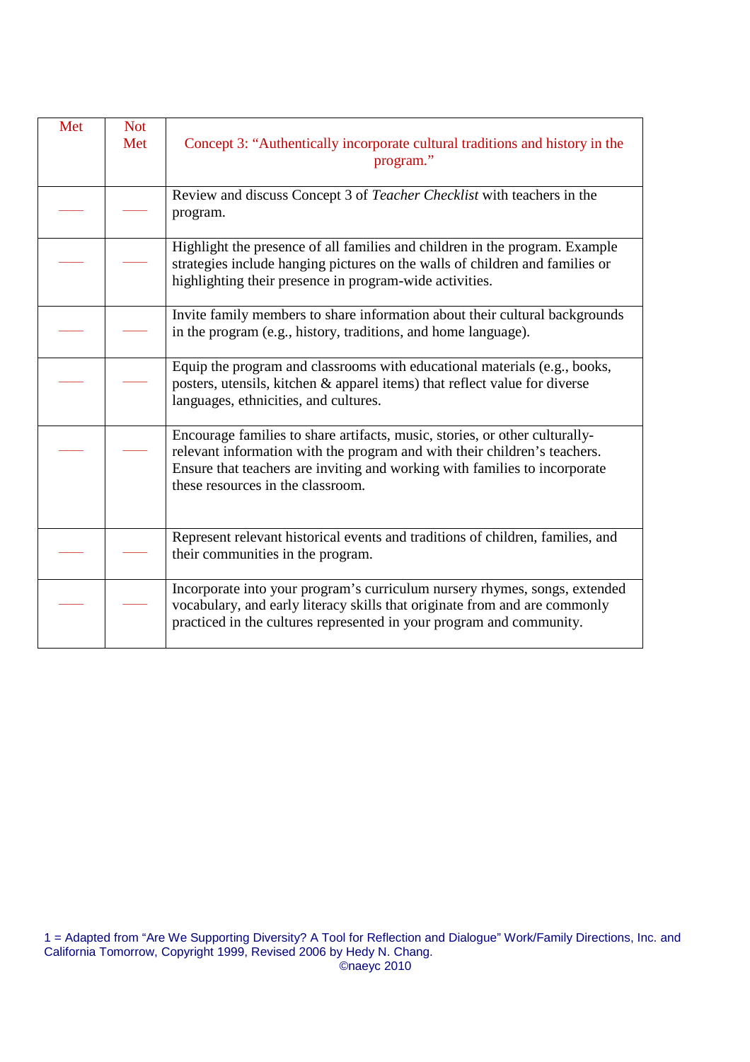| Met | Not Met | Concept 3: "Authentically incorporate cultural traditions and history in the program." |
|---|---|---|
| ___ | ___ | Review and discuss Concept 3 of *Teacher Checklist* with teachers in the program. |
| ___ | ___ | Highlight the presence of all families and children in the program. Example strategies include hanging pictures on the walls of children and families or highlighting their presence in program-wide activities. |
| ___ | ___ | Invite family members to share information about their cultural backgrounds in the program (e.g., history, traditions, and home language). |
| ___ | ___ | Equip the program and classrooms with educational materials (e.g., books, posters, utensils, kitchen & apparel items) that reflect value for diverse languages, ethnicities, and cultures. |
| ___ | ___ | Encourage families to share artifacts, music, stories, or other culturally-relevant information with the program and with their children's teachers. Ensure that teachers are inviting and working with families to incorporate these resources in the classroom. |
| ___ | ___ | Represent relevant historical events and traditions of children, families, and their communities in the program. |
| ___ | ___ | Incorporate into your program's curriculum nursery rhymes, songs, extended vocabulary, and early literacy skills that originate from and are commonly practiced in the cultures represented in your program and community. |

1 = Adapted from "Are We Supporting Diversity? A Tool for Reflection and Dialogue" Work/Family Directions, Inc. and California Tomorrow, Copyright 1999, Revised 2006 by Hedy N. Chang.

©naeyc 2010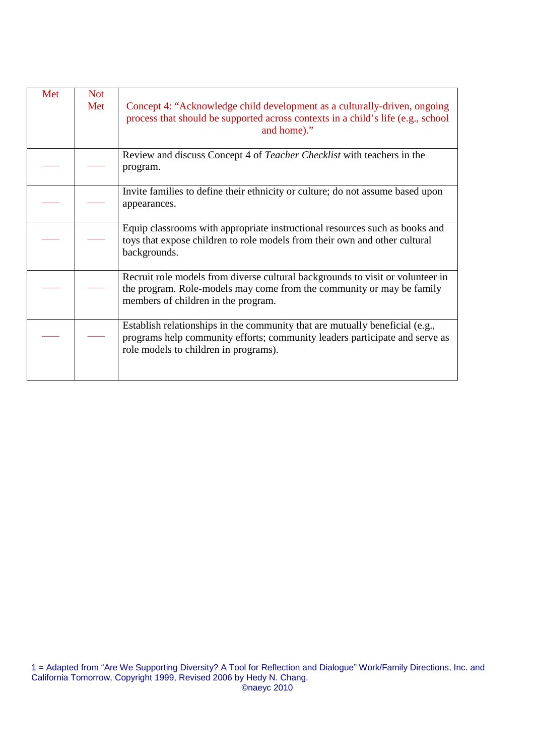| Met | Not Met | Concept 4: "Acknowledge child development as a culturally-driven, ongoing process that should be supported across contexts in a child's life (e.g., school and home)." |
|---|---|---|
| ____ | ____ | Review and discuss Concept 4 of *Teacher Checklist* with teachers in the program. |
| ____ | ____ | Invite families to define their ethnicity or culture; do not assume based upon appearances. |
| ____ | ____ | Equip classrooms with appropriate instructional resources such as books and toys that expose children to role models from their own and other cultural backgrounds. |
| ____ | ____ | Recruit role models from diverse cultural backgrounds to visit or volunteer in the program. Role-models may come from the community or may be family members of children in the program. |
| ____ | ____ | Establish relationships in the community that are mutually beneficial (e.g., programs help community efforts; community leaders participate and serve as role models to children in programs). |

1 = Adapted from "Are We Supporting Diversity? A Tool for Reflection and Dialogue" Work/Family Directions, Inc. and California Tomorrow, Copyright 1999, Revised 2006 by Hedy N. Chang.

©naeyc 2010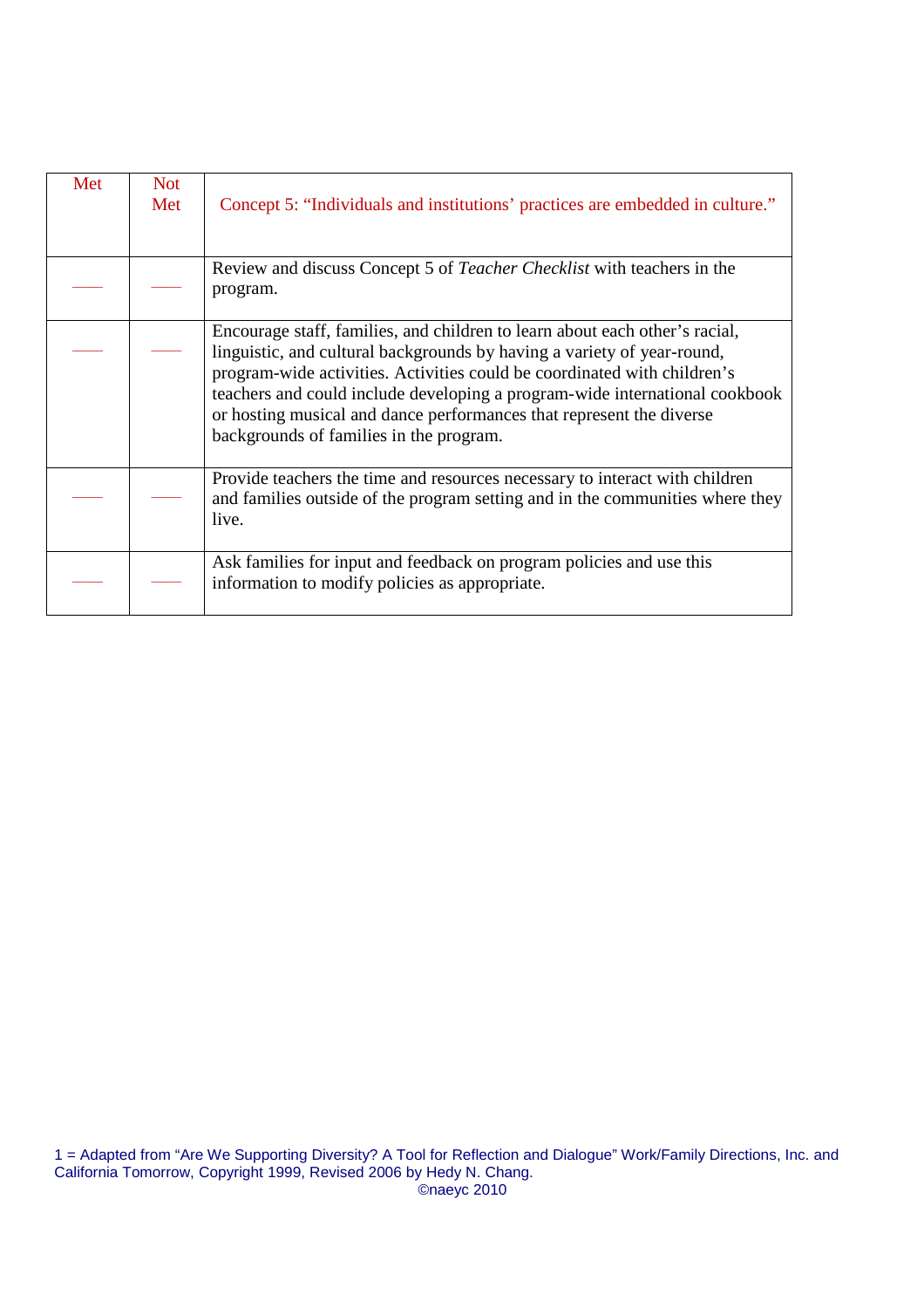| Met | Not Met | Concept 5: “Individuals and institutions’ practices are embedded in culture.” |
|---|---|---|
| ____ | ____ | Review and discuss Concept 5 of *Teacher Checklist* with teachers in the program. |
| ____ | ____ | Encourage staff, families, and children to learn about each other’s racial, linguistic, and cultural backgrounds by having a variety of year-round, program-wide activities. Activities could be coordinated with children’s teachers and could include developing a program-wide international cookbook or hosting musical and dance performances that represent the diverse backgrounds of families in the program. |
| ____ | ____ | Provide teachers the time and resources necessary to interact with children and families outside of the program setting and in the communities where they live. |
| ____ | ____ | Ask families for input and feedback on program policies and use this information to modify policies as appropriate. |

1 = Adapted from “Are We Supporting Diversity? A Tool for Reflection and Dialogue” Work/Family Directions, Inc. and California Tomorrow, Copyright 1999, Revised 2006 by Hedy N. Chang.

©naeyc 2010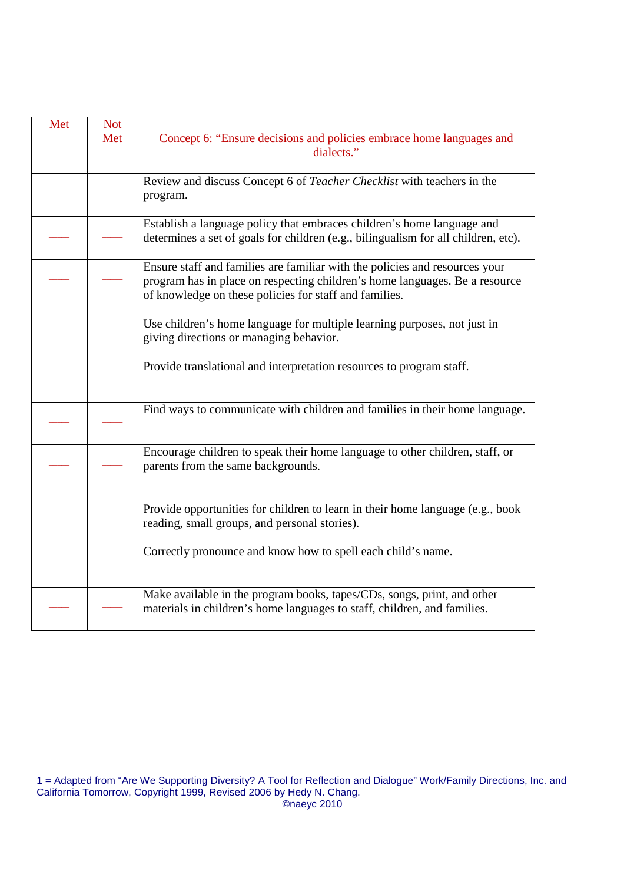| Met | Not Met | Concept 6: “Ensure decisions and policies embrace home languages and dialects.” |
|---|---|---|
| ____ | ____ | Review and discuss Concept 6 of *Teacher Checklist* with teachers in the program. |
| ____ | ____ | Establish a language policy that embraces children’s home language and determines a set of goals for children (e.g., bilingualism for all children, etc). |
| ____ | ____ | Ensure staff and families are familiar with the policies and resources your program has in place on respecting children’s home languages. Be a resource of knowledge on these policies for staff and families. |
| ____ | ____ | Use children’s home language for multiple learning purposes, not just in giving directions or managing behavior. |
| ____ | ____ | Provide translational and interpretation resources to program staff. |
| ____ | ____ | Find ways to communicate with children and families in their home language. |
| ____ | ____ | Encourage children to speak their home language to other children, staff, or parents from the same backgrounds. |
| ____ | ____ | Provide opportunities for children to learn in their home language (e.g., book reading, small groups, and personal stories). |
| ____ | ____ | Correctly pronounce and know how to spell each child’s name. |
| ____ | ____ | Make available in the program books, tapes/CDs, songs, print, and other materials in children’s home languages to staff, children, and families. |

1 = Adapted from “Are We Supporting Diversity? A Tool for Reflection and Dialogue” Work/Family Directions, Inc. and California Tomorrow, Copyright 1999, Revised 2006 by Hedy N. Chang.

©naeyc 2010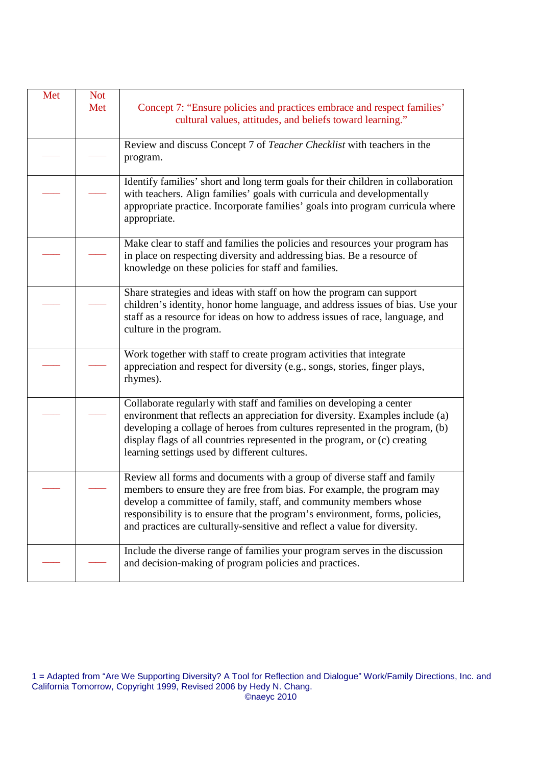| Met | Not Met | Concept 7: "Ensure policies and practices embrace and respect families' cultural values, attitudes, and beliefs toward learning." |
|---|---|---|
| ___ | ___ | Review and discuss Concept 7 of *Teacher Checklist* with teachers in the program. |
| ___ | ___ | Identify families' short and long term goals for their children in collaboration with teachers. Align families' goals with curricula and developmentally appropriate practice. Incorporate families' goals into program curricula where appropriate. |
| ___ | ___ | Make clear to staff and families the policies and resources your program has in place on respecting diversity and addressing bias. Be a resource of knowledge on these policies for staff and families. |
| ___ | ___ | Share strategies and ideas with staff on how the program can support children's identity, honor home language, and address issues of bias. Use your staff as a resource for ideas on how to address issues of race, language, and culture in the program. |
| ___ | ___ | Work together with staff to create program activities that integrate appreciation and respect for diversity (e.g., songs, stories, finger plays, rhymes). |
| ___ | ___ | Collaborate regularly with staff and families on developing a center environment that reflects an appreciation for diversity. Examples include (a) developing a collage of heroes from cultures represented in the program, (b) display flags of all countries represented in the program, or (c) creating learning settings used by different cultures. |
| ___ | ___ | Review all forms and documents with a group of diverse staff and family members to ensure they are free from bias. For example, the program may develop a committee of family, staff, and community members whose responsibility is to ensure that the program's environment, forms, policies, and practices are culturally-sensitive and reflect a value for diversity. |
| ___ | ___ | Include the diverse range of families your program serves in the discussion and decision-making of program policies and practices. |

1 = Adapted from "Are We Supporting Diversity? A Tool for Reflection and Dialogue" Work/Family Directions, Inc. and California Tomorrow, Copyright 1999, Revised 2006 by Hedy N. Chang.

©naeyc 2010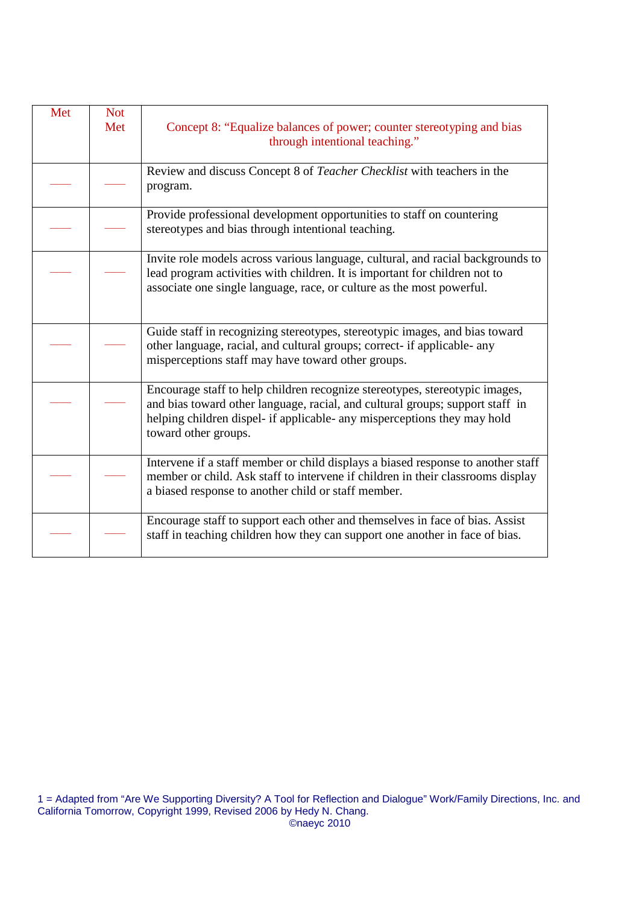| Met | Not Met | Concept 8: "Equalize balances of power; counter stereotyping and bias through intentional teaching." |
|---|---|---|
| ___ | ___ | Review and discuss Concept 8 of *Teacher Checklist* with teachers in the program. |
| ___ | ___ | Provide professional development opportunities to staff on countering stereotypes and bias through intentional teaching. |
| ___ | ___ | Invite role models across various language, cultural, and racial backgrounds to lead program activities with children. It is important for children not to associate one single language, race, or culture as the most powerful. |
| ___ | ___ | Guide staff in recognizing stereotypes, stereotypic images, and bias toward other language, racial, and cultural groups; correct- if applicable- any misperceptions staff may have toward other groups. |
| ___ | ___ | Encourage staff to help children recognize stereotypes, stereotypic images, and bias toward other language, racial, and cultural groups; support staff in helping children dispel- if applicable- any misperceptions they may hold toward other groups. |
| ___ | ___ | Intervene if a staff member or child displays a biased response to another staff member or child. Ask staff to intervene if children in their classrooms display a biased response to another child or staff member. |
| ___ | ___ | Encourage staff to support each other and themselves in face of bias. Assist staff in teaching children how they can support one another in face of bias. |

1 = Adapted from "Are We Supporting Diversity? A Tool for Reflection and Dialogue" Work/Family Directions, Inc. and California Tomorrow, Copyright 1999, Revised 2006 by Hedy N. Chang.
©naeyc 2010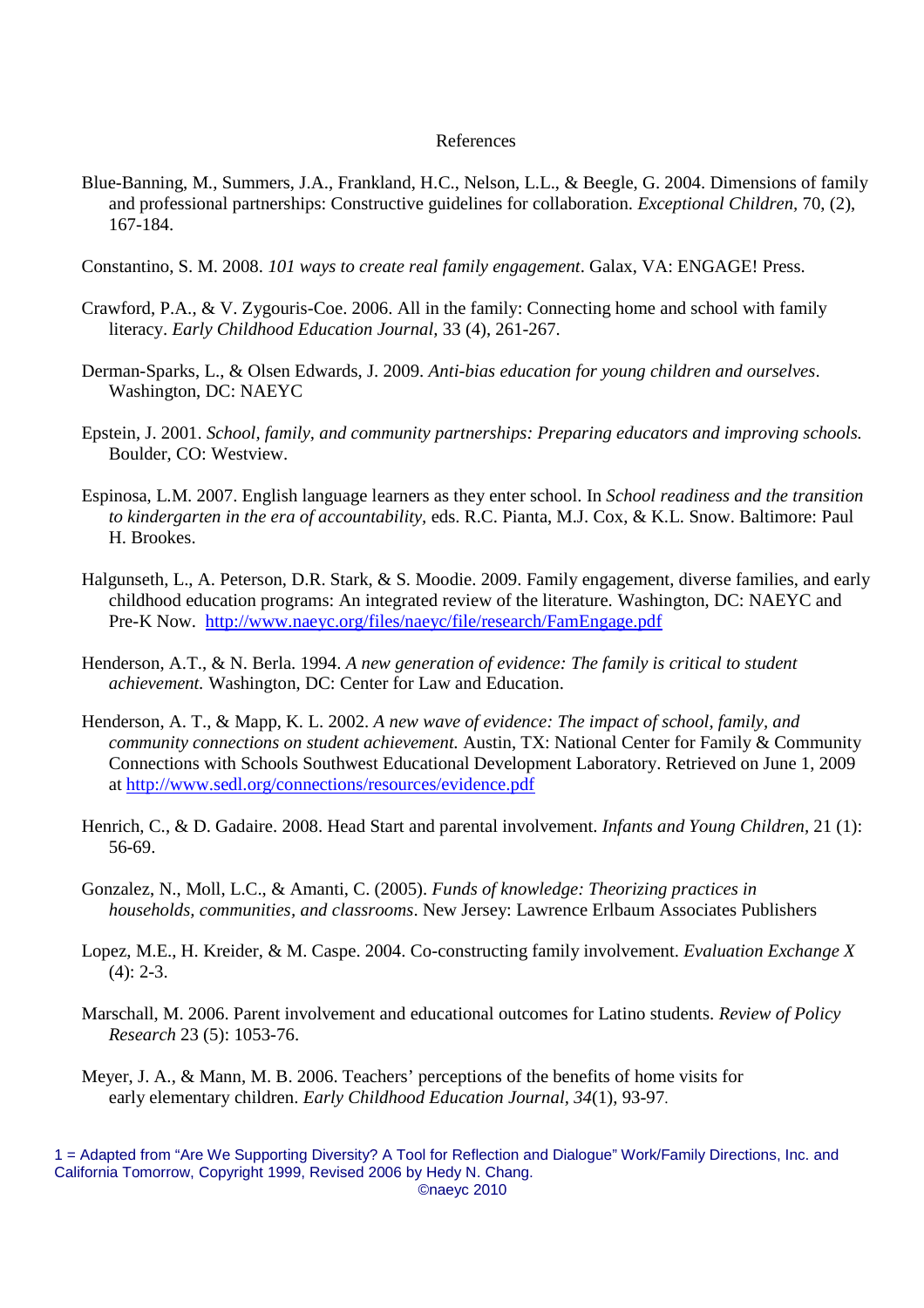# References

Blue-Banning, M., Summers, J.A., Frankland, H.C., Nelson, L.L., & Beegle, G. 2004. Dimensions of family and professional partnerships: Constructive guidelines for collaboration. *Exceptional Children*, 70, (2), 167-184.

Constantino, S. M. 2008. *101 ways to create real family engagement*. Galax, VA: ENGAGE! Press.

Crawford, P.A., & V. Zygouris-Coe. 2006. All in the family: Connecting home and school with family literacy. *Early Childhood Education Journal,* 33 (4), 261-267.

Derman-Sparks, L., & Olsen Edwards, J. 2009. *Anti-bias education for young children and ourselves*. Washington, DC: NAEYC

Epstein, J. 2001. *School, family, and community partnerships: Preparing educators and improving schools.* Boulder, CO: Westview.

Espinosa, L.M. 2007. English language learners as they enter school. In *School readiness and the transition to kindergarten in the era of accountability*, eds. R.C. Pianta, M.J. Cox, & K.L. Snow. Baltimore: Paul H. Brookes.

Halgunseth, L., A. Peterson, D.R. Stark, & S. Moodie. 2009. Family engagement, diverse families, and early childhood education programs: An integrated review of the literature. Washington, DC: NAEYC and Pre-K Now. http://www.naeyc.org/files/naeyc/file/research/FamEngage.pdf

Henderson, A.T., & N. Berla. 1994. *A new generation of evidence: The family is critical to student achievement.* Washington, DC: Center for Law and Education.

Henderson, A. T., & Mapp, K. L. 2002. *A new wave of evidence: The impact of school, family, and community connections on student achievement.* Austin, TX: National Center for Family & Community Connections with Schools Southwest Educational Development Laboratory. Retrieved on June 1, 2009 at http://www.sedl.org/connections/resources/evidence.pdf

Henrich, C., & D. Gadaire. 2008. Head Start and parental involvement. *Infants and Young Children*, 21 (1): 56-69.

Gonzalez, N., Moll, L.C., & Amanti, C. (2005). *Funds of knowledge: Theorizing practices in households, communities, and classrooms*. New Jersey: Lawrence Erlbaum Associates Publishers

Lopez, M.E., H. Kreider, & M. Caspe. 2004. Co-constructing family involvement. *Evaluation Exchange X* (4): 2-3.

Marschall, M. 2006. Parent involvement and educational outcomes for Latino students. *Review of Policy Research* 23 (5): 1053-76.

Meyer, J. A., & Mann, M. B. 2006. Teachers' perceptions of the benefits of home visits for early elementary children. *Early Childhood Education Journal, 34*(1), 93-97.

1 = Adapted from "Are We Supporting Diversity? A Tool for Reflection and Dialogue" Work/Family Directions, Inc. and California Tomorrow, Copyright 1999, Revised 2006 by Hedy N. Chang.

©naeyc 2010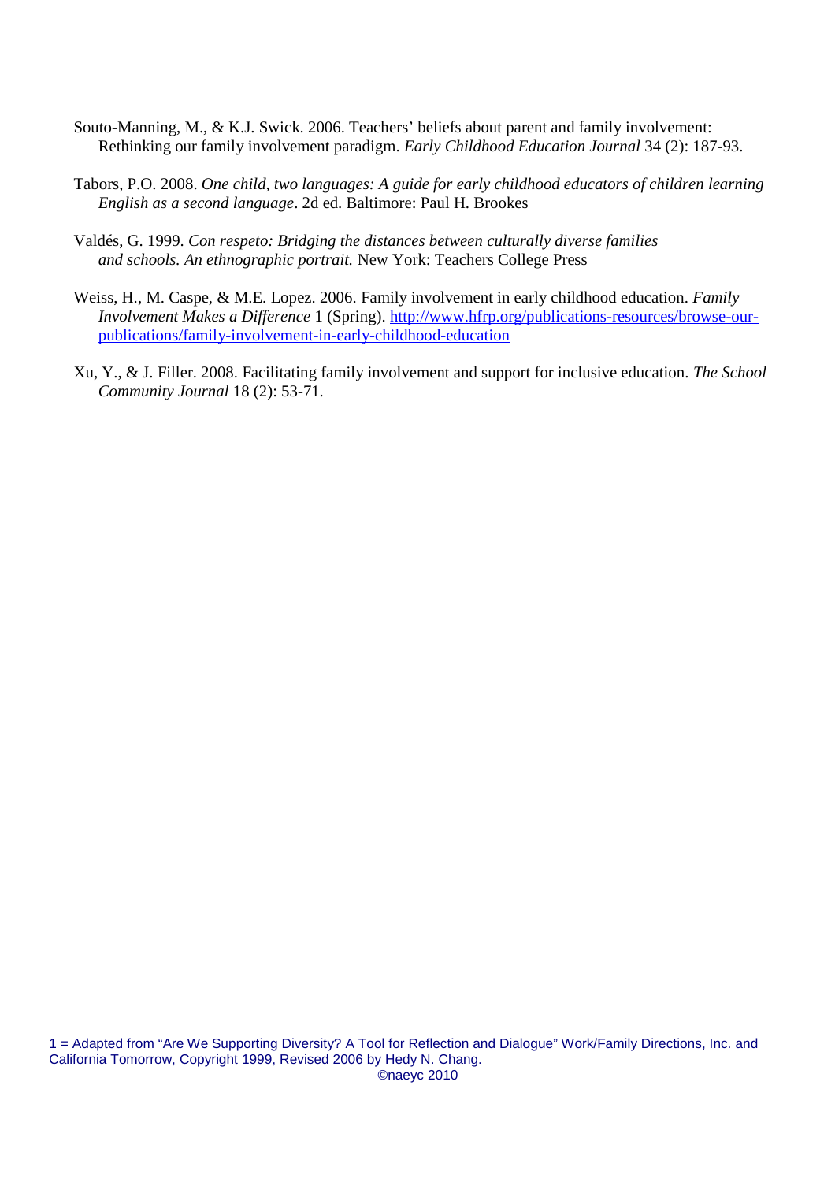Souto-Manning, M., & K.J. Swick. 2006. Teachers' beliefs about parent and family involvement: Rethinking our family involvement paradigm. *Early Childhood Education Journal* 34 (2): 187-93.

Tabors, P.O. 2008. *One child, two languages: A guide for early childhood educators of children learning English as a second language*. 2d ed. Baltimore: Paul H. Brookes

Valdés, G. 1999. *Con respeto: Bridging the distances between culturally diverse families and schools. An ethnographic portrait.* New York: Teachers College Press

Weiss, H., M. Caspe, & M.E. Lopez. 2006. Family involvement in early childhood education. *Family Involvement Makes a Difference* 1 (Spring). [http://www.hfrp.org/publications-resources/browse-our-publications/family-involvement-in-early-childhood-education](http://www.hfrp.org/publications-resources/browse-our-publications/family-involvement-in-early-childhood-education)

Xu, Y., & J. Filler. 2008. Facilitating family involvement and support for inclusive education. *The School Community Journal* 18 (2): 53-71.

1 = Adapted from "Are We Supporting Diversity? A Tool for Reflection and Dialogue" Work/Family Directions, Inc. and California Tomorrow, Copyright 1999, Revised 2006 by Hedy N. Chang.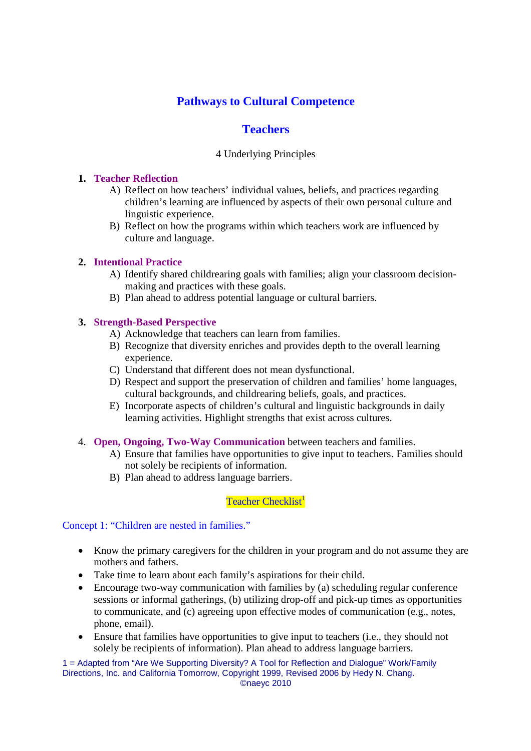# Pathways to Cultural Competence

## Teachers

4 Underlying Principles

1. **Teacher Reflection**
   - A) Reflect on how teachers' individual values, beliefs, and practices regarding children's learning are influenced by aspects of their own personal culture and linguistic experience.
   - B) Reflect on how the programs within which teachers work are influenced by culture and language.

2. **Intentional Practice**
   - A) Identify shared childrearing goals with families; align your classroom decision-making and practices with these goals.
   - B) Plan ahead to address potential language or cultural barriers.

3. **Strength-Based Perspective**
   - A) Acknowledge that teachers can learn from families.
   - B) Recognize that diversity enriches and provides depth to the overall learning experience.
   - C) Understand that different does not mean dysfunctional.
   - D) Respect and support the preservation of children and families' home languages, cultural backgrounds, and childrearing beliefs, goals, and practices.
   - E) Incorporate aspects of children's cultural and linguistic backgrounds in daily learning activities. Highlight strengths that exist across cultures.

4. **Open, Ongoing, Two-Way Communication** between teachers and families.
   - A) Ensure that families have opportunities to give input to teachers. Families should not solely be recipients of information.
   - B) Plan ahead to address language barriers.

### Teacher Checklist[1]

Concept 1: "Children are nested in families."

- Know the primary caregivers for the children in your program and do not assume they are mothers and fathers.
- Take time to learn about each family's aspirations for their child.
- Encourage two-way communication with families by (a) scheduling regular conference sessions or informal gatherings, (b) utilizing drop-off and pick-up times as opportunities to communicate, and (c) agreeing upon effective modes of communication (e.g., notes, phone, email).
- Ensure that families have opportunities to give input to teachers (i.e., they should not solely be recipients of information). Plan ahead to address language barriers.

1 = Adapted from "Are We Supporting Diversity? A Tool for Reflection and Dialogue" Work/Family Directions, Inc. and California Tomorrow, Copyright 1999, Revised 2006 by Hedy N. Chang.

©naeyc 2010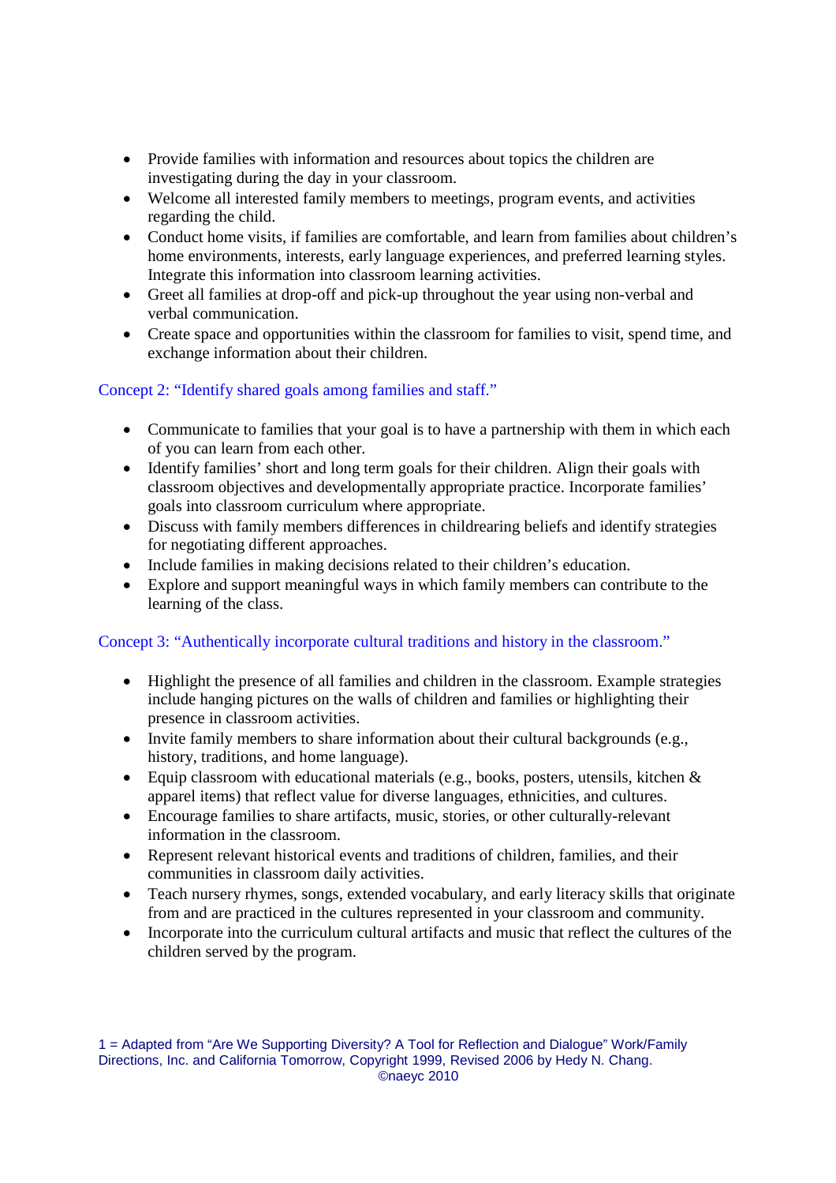- Provide families with information and resources about topics the children are investigating during the day in your classroom.
- Welcome all interested family members to meetings, program events, and activities regarding the child.
- Conduct home visits, if families are comfortable, and learn from families about children's home environments, interests, early language experiences, and preferred learning styles. Integrate this information into classroom learning activities.
- Greet all families at drop-off and pick-up throughout the year using non-verbal and verbal communication.
- Create space and opportunities within the classroom for families to visit, spend time, and exchange information about their children.

Concept 2: "Identify shared goals among families and staff."

- Communicate to families that your goal is to have a partnership with them in which each of you can learn from each other.
- Identify families' short and long term goals for their children. Align their goals with classroom objectives and developmentally appropriate practice. Incorporate families' goals into classroom curriculum where appropriate.
- Discuss with family members differences in childrearing beliefs and identify strategies for negotiating different approaches.
- Include families in making decisions related to their children's education.
- Explore and support meaningful ways in which family members can contribute to the learning of the class.

Concept 3: "Authentically incorporate cultural traditions and history in the classroom."

- Highlight the presence of all families and children in the classroom. Example strategies include hanging pictures on the walls of children and families or highlighting their presence in classroom activities.
- Invite family members to share information about their cultural backgrounds (e.g., history, traditions, and home language).
- Equip classroom with educational materials (e.g., books, posters, utensils, kitchen & apparel items) that reflect value for diverse languages, ethnicities, and cultures.
- Encourage families to share artifacts, music, stories, or other culturally-relevant information in the classroom.
- Represent relevant historical events and traditions of children, families, and their communities in classroom daily activities.
- Teach nursery rhymes, songs, extended vocabulary, and early literacy skills that originate from and are practiced in the cultures represented in your classroom and community.
- Incorporate into the curriculum cultural artifacts and music that reflect the cultures of the children served by the program.

1 = Adapted from "Are We Supporting Diversity? A Tool for Reflection and Dialogue" Work/Family Directions, Inc. and California Tomorrow, Copyright 1999, Revised 2006 by Hedy N. Chang.
©naeyc 2010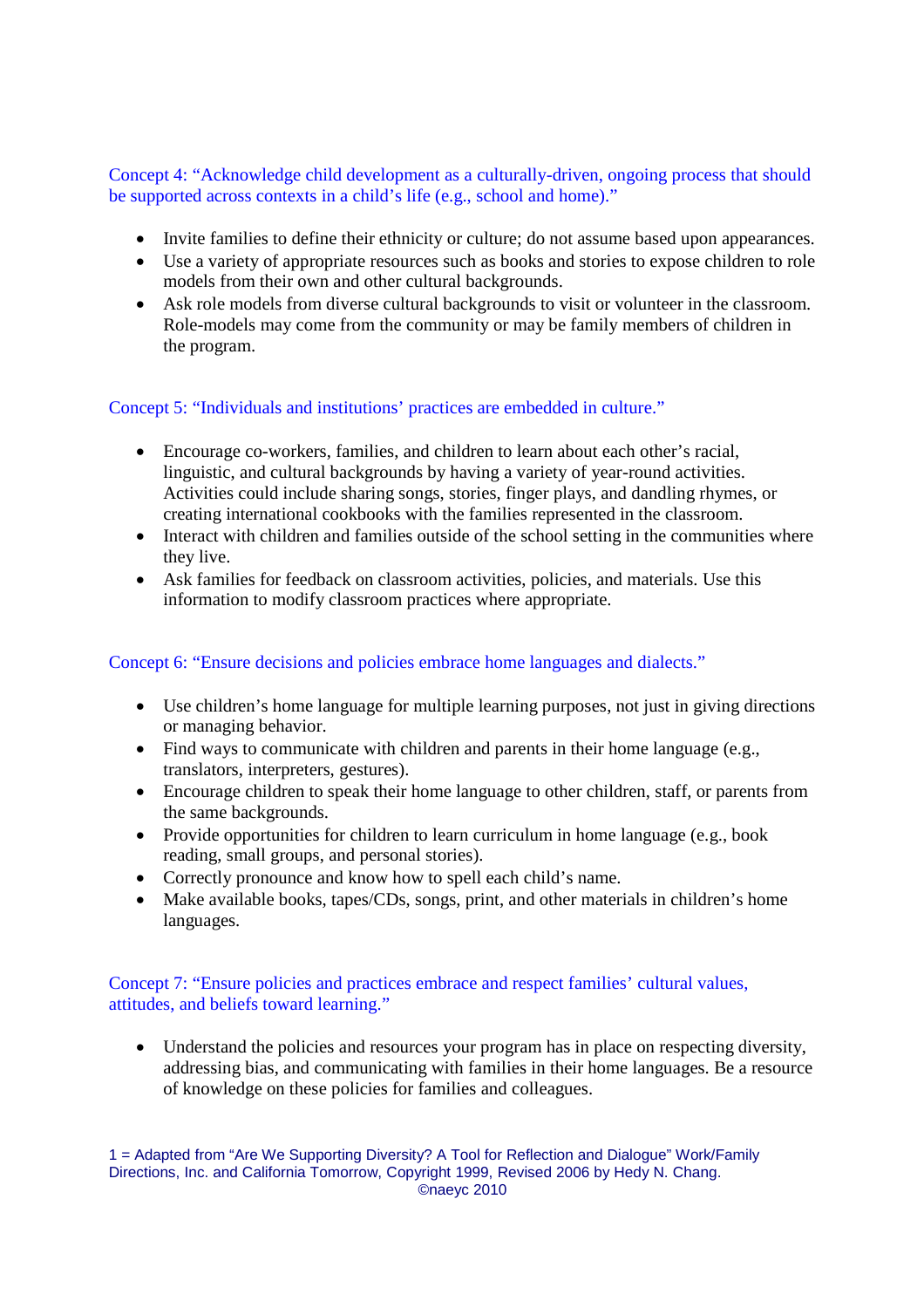### Concept 4: "Acknowledge child development as a culturally-driven, ongoing process that should be supported across contexts in a child's life (e.g., school and home)."

- Invite families to define their ethnicity or culture; do not assume based upon appearances.
- Use a variety of appropriate resources such as books and stories to expose children to role models from their own and other cultural backgrounds.
- Ask role models from diverse cultural backgrounds to visit or volunteer in the classroom. Role-models may come from the community or may be family members of children in the program.

### Concept 5: "Individuals and institutions' practices are embedded in culture."

- Encourage co-workers, families, and children to learn about each other's racial, linguistic, and cultural backgrounds by having a variety of year-round activities. Activities could include sharing songs, stories, finger plays, and dandling rhymes, or creating international cookbooks with the families represented in the classroom.
- Interact with children and families outside of the school setting in the communities where they live.
- Ask families for feedback on classroom activities, policies, and materials. Use this information to modify classroom practices where appropriate.

### Concept 6: "Ensure decisions and policies embrace home languages and dialects."

- Use children's home language for multiple learning purposes, not just in giving directions or managing behavior.
- Find ways to communicate with children and parents in their home language (e.g., translators, interpreters, gestures).
- Encourage children to speak their home language to other children, staff, or parents from the same backgrounds.
- Provide opportunities for children to learn curriculum in home language (e.g., book reading, small groups, and personal stories).
- Correctly pronounce and know how to spell each child's name.
- Make available books, tapes/CDs, songs, print, and other materials in children's home languages.

### Concept 7: "Ensure policies and practices embrace and respect families' cultural values, attitudes, and beliefs toward learning."

- Understand the policies and resources your program has in place on respecting diversity, addressing bias, and communicating with families in their home languages. Be a resource of knowledge on these policies for families and colleagues.

1 = Adapted from "Are We Supporting Diversity? A Tool for Reflection and Dialogue" Work/Family Directions, Inc. and California Tomorrow, Copyright 1999, Revised 2006 by Hedy N. Chang.

©naeyc 2010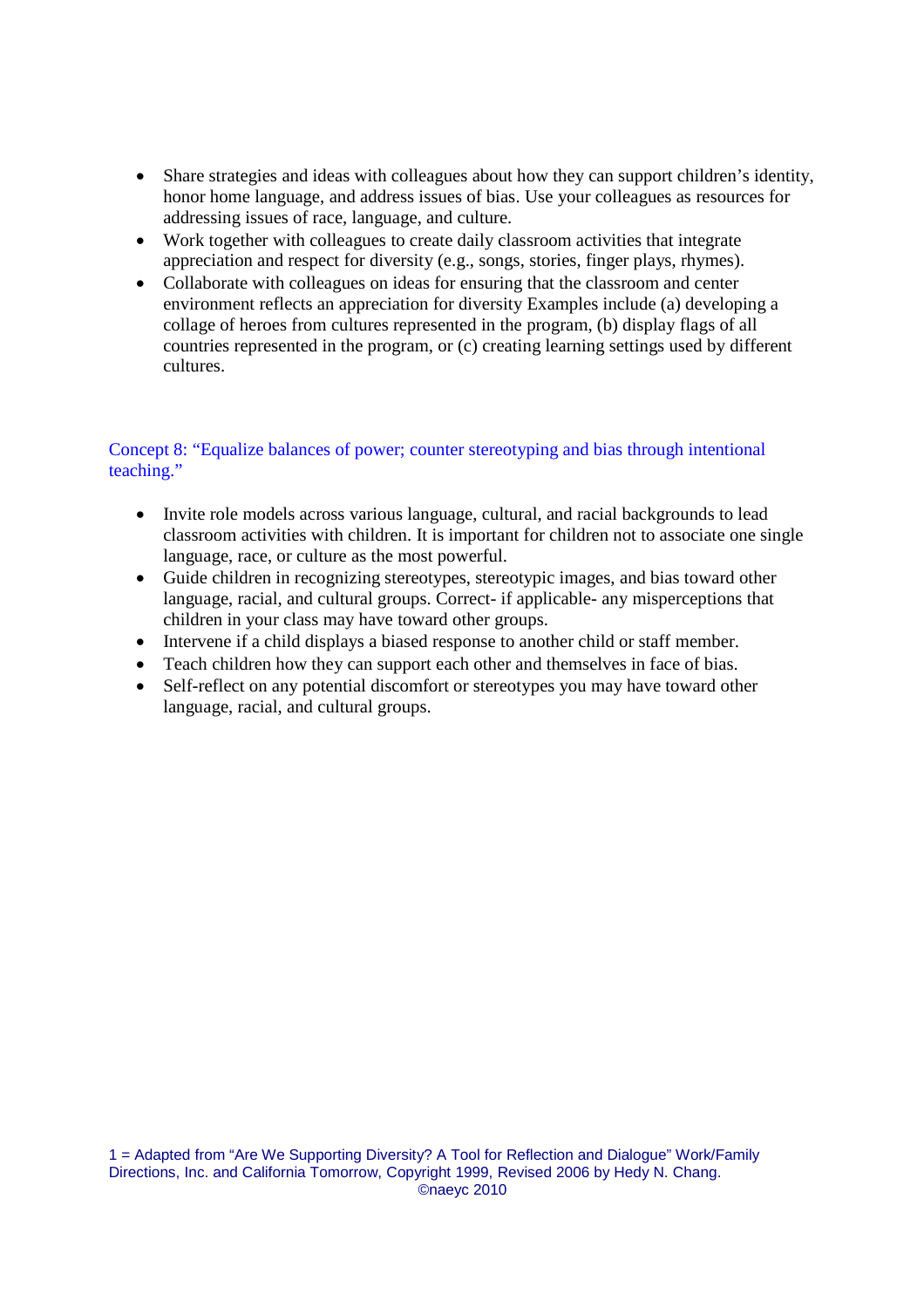- Share strategies and ideas with colleagues about how they can support children's identity, honor home language, and address issues of bias. Use your colleagues as resources for addressing issues of race, language, and culture.
- Work together with colleagues to create daily classroom activities that integrate appreciation and respect for diversity (e.g., songs, stories, finger plays, rhymes).
- Collaborate with colleagues on ideas for ensuring that the classroom and center environment reflects an appreciation for diversity Examples include (a) developing a collage of heroes from cultures represented in the program, (b) display flags of all countries represented in the program, or (c) creating learning settings used by different cultures.

### Concept 8: "Equalize balances of power; counter stereotyping and bias through intentional teaching."

- Invite role models across various language, cultural, and racial backgrounds to lead classroom activities with children. It is important for children not to associate one single language, race, or culture as the most powerful.
- Guide children in recognizing stereotypes, stereotypic images, and bias toward other language, racial, and cultural groups. Correct- if applicable- any misperceptions that children in your class may have toward other groups.
- Intervene if a child displays a biased response to another child or staff member.
- Teach children how they can support each other and themselves in face of bias.
- Self-reflect on any potential discomfort or stereotypes you may have toward other language, racial, and cultural groups.

1 = Adapted from "Are We Supporting Diversity? A Tool for Reflection and Dialogue" Work/Family Directions, Inc. and California Tomorrow, Copyright 1999, Revised 2006 by Hedy N. Chang.

©naeyc 2010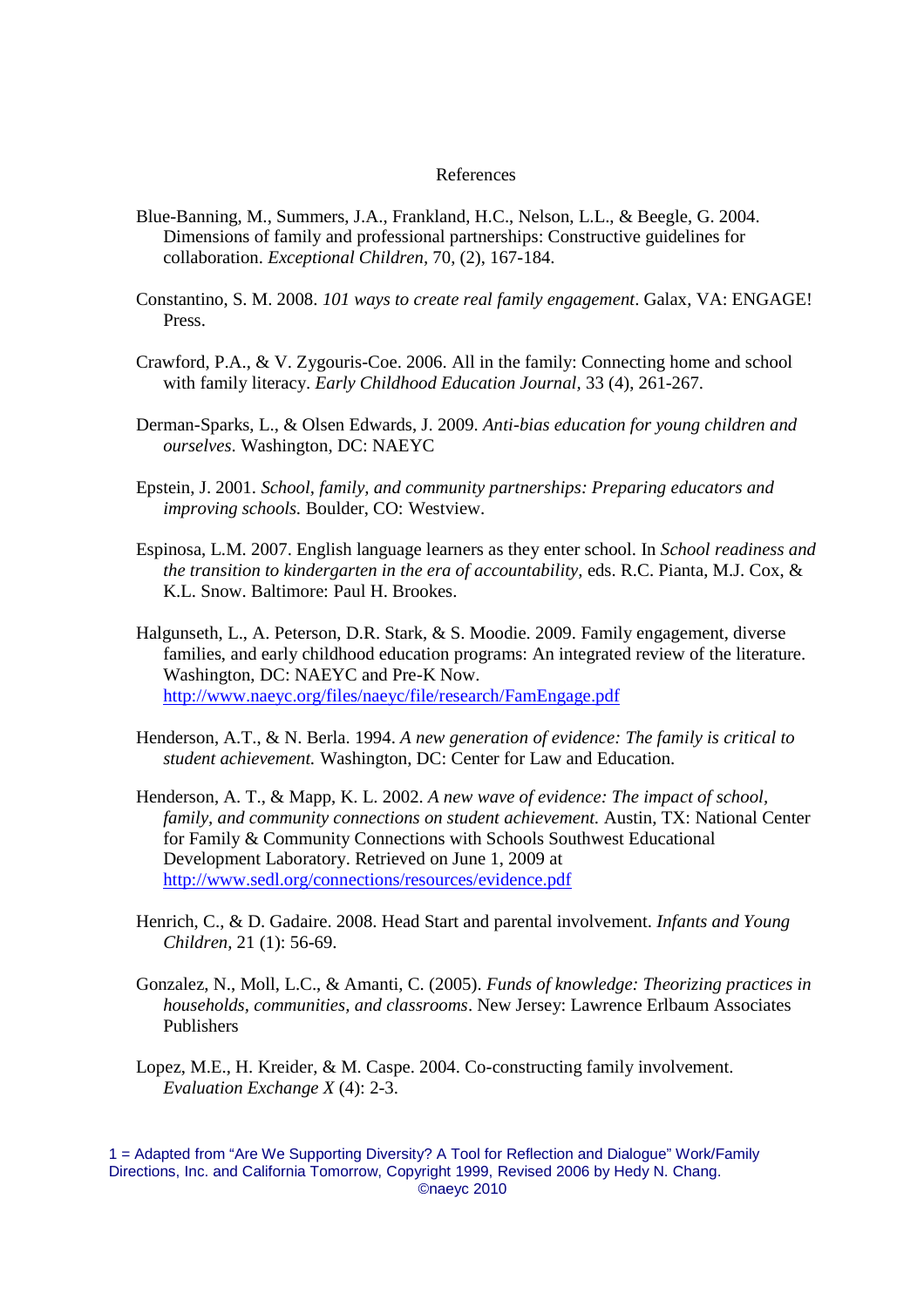# References

Blue-Banning, M., Summers, J.A., Frankland, H.C., Nelson, L.L., & Beegle, G. 2004. Dimensions of family and professional partnerships: Constructive guidelines for collaboration. *Exceptional Children,* 70, (2), 167-184.

Constantino, S. M. 2008. *101 ways to create real family engagement*. Galax, VA: ENGAGE! Press.

Crawford, P.A., & V. Zygouris-Coe. 2006. All in the family: Connecting home and school with family literacy. *Early Childhood Education Journal*, 33 (4), 261-267.

Derman-Sparks, L., & Olsen Edwards, J. 2009. *Anti-bias education for young children and ourselves.* Washington, DC: NAEYC

Epstein, J. 2001. *School, family, and community partnerships: Preparing educators and improving schools.* Boulder, CO: Westview.

Espinosa, L.M. 2007. English language learners as they enter school. In *School readiness and the transition to kindergarten in the era of accountability,* eds. R.C. Pianta, M.J. Cox, & K.L. Snow. Baltimore: Paul H. Brookes.

Halgunseth, L., A. Peterson, D.R. Stark, & S. Moodie. 2009. Family engagement, diverse families, and early childhood education programs: An integrated review of the literature. Washington, DC: NAEYC and Pre-K Now. http://www.naeyc.org/files/naeyc/file/research/FamEngage.pdf

Henderson, A.T., & N. Berla. 1994. *A new generation of evidence: The family is critical to student achievement.* Washington, DC: Center for Law and Education.

Henderson, A. T., & Mapp, K. L. 2002. *A new wave of evidence: The impact of school, family, and community connections on student achievement.* Austin, TX: National Center for Family & Community Connections with Schools Southwest Educational Development Laboratory. Retrieved on June 1, 2009 at http://www.sedl.org/connections/resources/evidence.pdf

Henrich, C., & D. Gadaire. 2008. Head Start and parental involvement. *Infants and Young Children,* 21 (1): 56-69.

Gonzalez, N., Moll, L.C., & Amanti, C. (2005). *Funds of knowledge: Theorizing practices in households, communities, and classrooms*. New Jersey: Lawrence Erlbaum Associates Publishers

Lopez, M.E., H. Kreider, & M. Caspe. 2004. Co-constructing family involvement. *Evaluation Exchange X* (4): 2-3.

1 = Adapted from "Are We Supporting Diversity? A Tool for Reflection and Dialogue" Work/Family Directions, Inc. and California Tomorrow, Copyright 1999, Revised 2006 by Hedy N. Chang.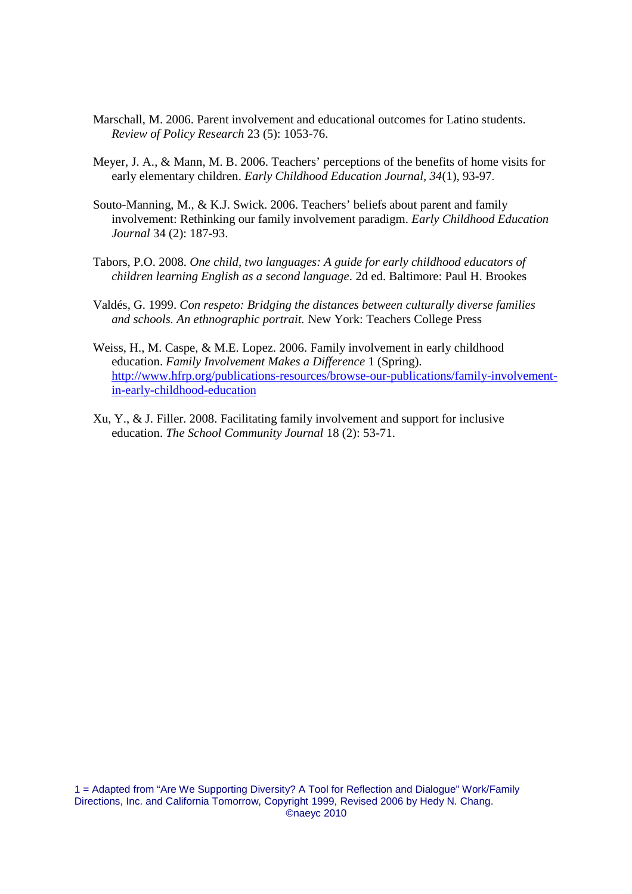Marschall, M. 2006. Parent involvement and educational outcomes for Latino students. *Review of Policy Research* 23 (5): 1053-76.

Meyer, J. A., & Mann, M. B. 2006. Teachers' perceptions of the benefits of home visits for early elementary children. *Early Childhood Education Journal, 34*(1), 93-97.

Souto-Manning, M., & K.J. Swick. 2006. Teachers' beliefs about parent and family involvement: Rethinking our family involvement paradigm. *Early Childhood Education Journal* 34 (2): 187-93.

Tabors, P.O. 2008. *One child, two languages: A guide for early childhood educators of children learning English as a second language*. 2d ed. Baltimore: Paul H. Brookes

Valdés, G. 1999. *Con respeto: Bridging the distances between culturally diverse families and schools. An ethnographic portrait.* New York: Teachers College Press

Weiss, H., M. Caspe, & M.E. Lopez. 2006. Family involvement in early childhood education. *Family Involvement Makes a Difference* 1 (Spring). [http://www.hfrp.org/publications-resources/browse-our-publications/family-involvement-in-early-childhood-education](http://www.hfrp.org/publications-resources/browse-our-publications/family-involvement-in-early-childhood-education)

Xu, Y., & J. Filler. 2008. Facilitating family involvement and support for inclusive education. *The School Community Journal* 18 (2): 53-71.

1 = Adapted from "Are We Supporting Diversity? A Tool for Reflection and Dialogue" Work/Family Directions, Inc. and California Tomorrow, Copyright 1999, Revised 2006 by Hedy N. Chang.